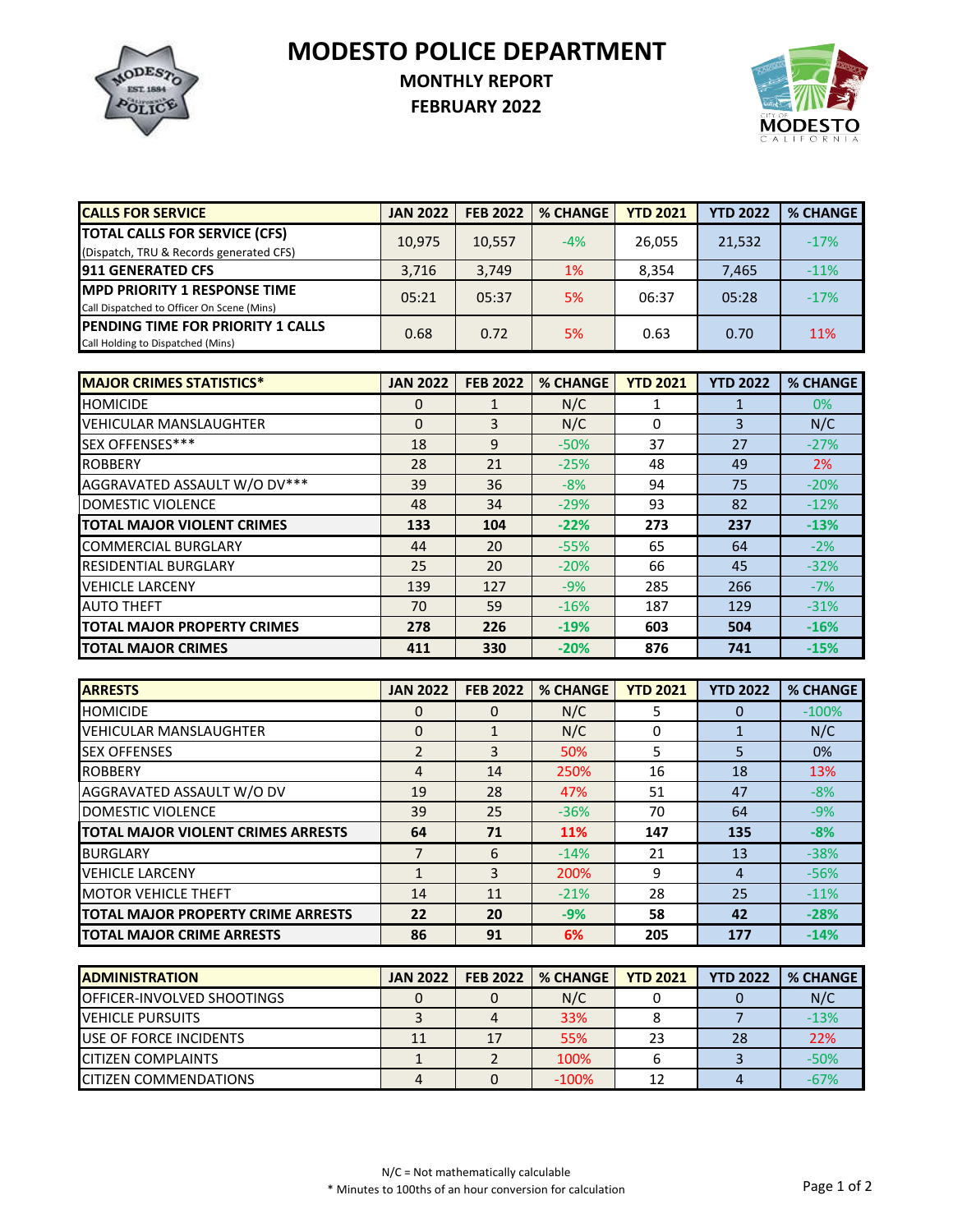# MODESTO POLICE DEPARTMENT

## MONTHLY REPORT

## FEBRUARY 2022

| CALLS FOR SERVICE | JAN 2022 | FEB 2022 | % CHANGE | YTD 2021 | YTD 2022 | % CHANGE |
|---|---|---|---|---|---|---|
| **TOTAL CALLS FOR SERVICE (CFS)** (Dispatch, TRU & Records generated CFS) | 10,975 | 10,557 | -4% | 26,055 | 21,532 | -17% |
| **911 GENERATED CFS** | 3,716 | 3,749 | 1% | 8,354 | 7,465 | -11% |
| **MPD PRIORITY 1 RESPONSE TIME** Call Dispatched to Officer On Scene (Mins) | 05:21 | 05:37 | 5% | 06:37 | 05:28 | -17% |
| **PENDING TIME FOR PRIORITY 1 CALLS** Call Holding to Dispatched (Mins) | 0.68 | 0.72 | 5% | 0.63 | 0.70 | 11% |

| MAJOR CRIMES STATISTICS* | JAN 2022 | FEB 2022 | % CHANGE | YTD 2021 | YTD 2022 | % CHANGE |
|---|---|---|---|---|---|---|
| HOMICIDE | 0 | 1 | N/C | 1 | 1 | 0% |
| VEHICULAR MANSLAUGHTER | 0 | 3 | N/C | 0 | 3 | N/C |
| SEX OFFENSES*** | 18 | 9 | -50% | 37 | 27 | -27% |
| ROBBERY | 28 | 21 | -25% | 48 | 49 | 2% |
| AGGRAVATED ASSAULT W/O DV*** | 39 | 36 | -8% | 94 | 75 | -20% |
| DOMESTIC VIOLENCE | 48 | 34 | -29% | 93 | 82 | -12% |
| **TOTAL MAJOR VIOLENT CRIMES** | **133** | **104** | **-22%** | **273** | **237** | **-13%** |
| COMMERCIAL BURGLARY | 44 | 20 | -55% | 65 | 64 | -2% |
| RESIDENTIAL BURGLARY | 25 | 20 | -20% | 66 | 45 | -32% |
| VEHICLE LARCENY | 139 | 127 | -9% | 285 | 266 | -7% |
| AUTO THEFT | 70 | 59 | -16% | 187 | 129 | -31% |
| **TOTAL MAJOR PROPERTY CRIMES** | **278** | **226** | **-19%** | **603** | **504** | **-16%** |
| **TOTAL MAJOR CRIMES** | **411** | **330** | **-20%** | **876** | **741** | **-15%** |

| ARRESTS | JAN 2022 | FEB 2022 | % CHANGE | YTD 2021 | YTD 2022 | % CHANGE |
|---|---|---|---|---|---|---|
| HOMICIDE | 0 | 0 | N/C | 5 | 0 | -100% |
| VEHICULAR MANSLAUGHTER | 0 | 1 | N/C | 0 | 1 | N/C |
| SEX OFFENSES | 2 | 3 | 50% | 5 | 5 | 0% |
| ROBBERY | 4 | 14 | 250% | 16 | 18 | 13% |
| AGGRAVATED ASSAULT W/O DV | 19 | 28 | 47% | 51 | 47 | -8% |
| DOMESTIC VIOLENCE | 39 | 25 | -36% | 70 | 64 | -9% |
| **TOTAL MAJOR VIOLENT CRIMES ARRESTS** | **64** | **71** | **11%** | **147** | **135** | **-8%** |
| BURGLARY | 7 | 6 | -14% | 21 | 13 | -38% |
| VEHICLE LARCENY | 1 | 3 | 200% | 9 | 4 | -56% |
| MOTOR VEHICLE THEFT | 14 | 11 | -21% | 28 | 25 | -11% |
| **TOTAL MAJOR PROPERTY CRIME ARRESTS** | **22** | **20** | **-9%** | **58** | **42** | **-28%** |
| **TOTAL MAJOR CRIME ARRESTS** | **86** | **91** | **6%** | **205** | **177** | **-14%** |

| ADMINISTRATION | JAN 2022 | FEB 2022 | % CHANGE | YTD 2021 | YTD 2022 | % CHANGE |
|---|---|---|---|---|---|---|
| OFFICER-INVOLVED SHOOTINGS | 0 | 0 | N/C | 0 | 0 | N/C |
| VEHICLE PURSUITS | 3 | 4 | 33% | 8 | 7 | -13% |
| USE OF FORCE INCIDENTS | 11 | 17 | 55% | 23 | 28 | 22% |
| CITIZEN COMPLAINTS | 1 | 2 | 100% | 6 | 3 | -50% |
| CITIZEN COMMENDATIONS | 4 | 0 | -100% | 12 | 4 | -67% |

N/C = Not mathematically calculable

* Minutes to 100ths of an hour conversion for calculation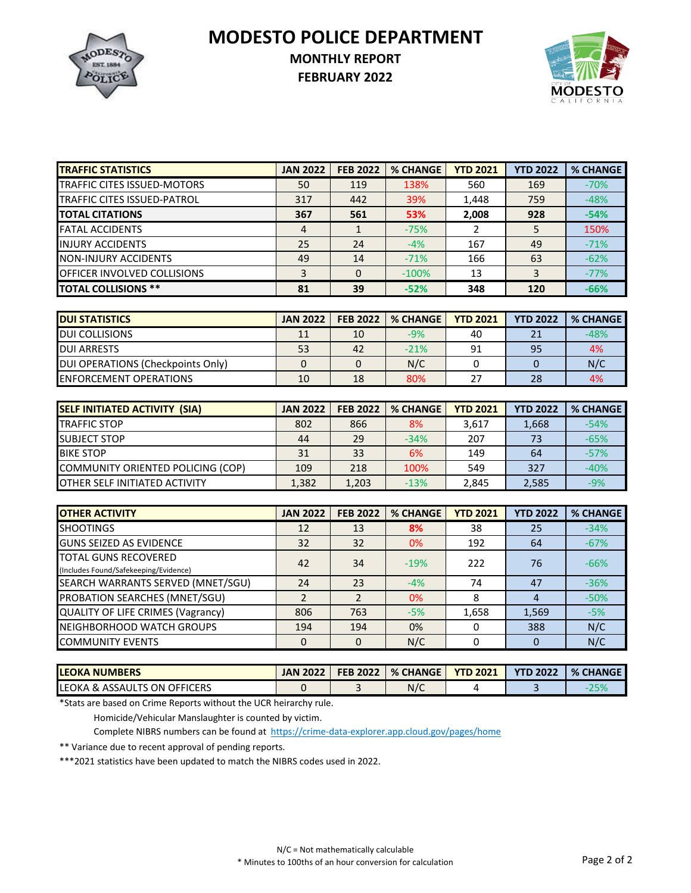# MODESTO POLICE DEPARTMENT

**MONTHLY REPORT**

**FEBRUARY 2022**

| TRAFFIC STATISTICS | JAN 2022 | FEB 2022 | % CHANGE | YTD 2021 | YTD 2022 | % CHANGE |
|---|---|---|---|---|---|---|
| TRAFFIC CITES ISSUED-MOTORS | 50 | 119 | 138% | 560 | 169 | -70% |
| TRAFFIC CITES ISSUED-PATROL | 317 | 442 | 39% | 1,448 | 759 | -48% |
| **TOTAL CITATIONS** | **367** | **561** | **53%** | **2,008** | **928** | **-54%** |
| FATAL ACCIDENTS | 4 | 1 | -75% | 2 | 5 | 150% |
| INJURY ACCIDENTS | 25 | 24 | -4% | 167 | 49 | -71% |
| NON-INJURY ACCIDENTS | 49 | 14 | -71% | 166 | 63 | -62% |
| OFFICER INVOLVED COLLISIONS | 3 | 0 | -100% | 13 | 3 | -77% |
| **TOTAL COLLISIONS \*\*** | **81** | **39** | **-52%** | **348** | **120** | **-66%** |

| DUI STATISTICS | JAN 2022 | FEB 2022 | % CHANGE | YTD 2021 | YTD 2022 | % CHANGE |
|---|---|---|---|---|---|---|
| DUI COLLISIONS | 11 | 10 | -9% | 40 | 21 | -48% |
| DUI ARRESTS | 53 | 42 | -21% | 91 | 95 | 4% |
| DUI OPERATIONS (Checkpoints Only) | 0 | 0 | N/C | 0 | 0 | N/C |
| ENFORCEMENT OPERATIONS | 10 | 18 | 80% | 27 | 28 | 4% |

| SELF INITIATED ACTIVITY (SIA) | JAN 2022 | FEB 2022 | % CHANGE | YTD 2021 | YTD 2022 | % CHANGE |
|---|---|---|---|---|---|---|
| TRAFFIC STOP | 802 | 866 | 8% | 3,617 | 1,668 | -54% |
| SUBJECT STOP | 44 | 29 | -34% | 207 | 73 | -65% |
| BIKE STOP | 31 | 33 | 6% | 149 | 64 | -57% |
| COMMUNITY ORIENTED POLICING (COP) | 109 | 218 | 100% | 549 | 327 | -40% |
| OTHER SELF INITIATED ACTIVITY | 1,382 | 1,203 | -13% | 2,845 | 2,585 | -9% |

| OTHER ACTIVITY | JAN 2022 | FEB 2022 | % CHANGE | YTD 2021 | YTD 2022 | % CHANGE |
|---|---|---|---|---|---|---|
| SHOOTINGS | 12 | 13 | **8%** | 38 | 25 | -34% |
| GUNS SEIZED AS EVIDENCE | 32 | 32 | 0% | 192 | 64 | -67% |
| TOTAL GUNS RECOVERED (Includes Found/Safekeeping/Evidence) | 42 | 34 | -19% | 222 | 76 | -66% |
| SEARCH WARRANTS SERVED (MNET/SGU) | 24 | 23 | -4% | 74 | 47 | -36% |
| PROBATION SEARCHES (MNET/SGU) | 2 | 2 | 0% | 8 | 4 | -50% |
| QUALITY OF LIFE CRIMES (Vagrancy) | 806 | 763 | -5% | 1,658 | 1,569 | -5% |
| NEIGHBORHOOD WATCH GROUPS | 194 | 194 | 0% | 0 | 388 | N/C |
| COMMUNITY EVENTS | 0 | 0 | N/C | 0 | 0 | N/C |

| LEOKA NUMBERS | JAN 2022 | FEB 2022 | % CHANGE | YTD 2021 | YTD 2022 | % CHANGE |
|---|---|---|---|---|---|---|
| LEOKA & ASSAULTS ON OFFICERS | 0 | 3 | N/C | 4 | 3 | -25% |

*Stats are based on Crime Reports without the UCR heirarchy rule.

Homicide/Vehicular Manslaughter is counted by victim.

Complete NIBRS numbers can be found at https://crime-data-explorer.app.cloud.gov/pages/home

** Variance due to recent approval of pending reports.

***2021 statistics have been updated to match the NIBRS codes used in 2022.

N/C = Not mathematically calculable

* Minutes to 100ths of an hour conversion for calculation